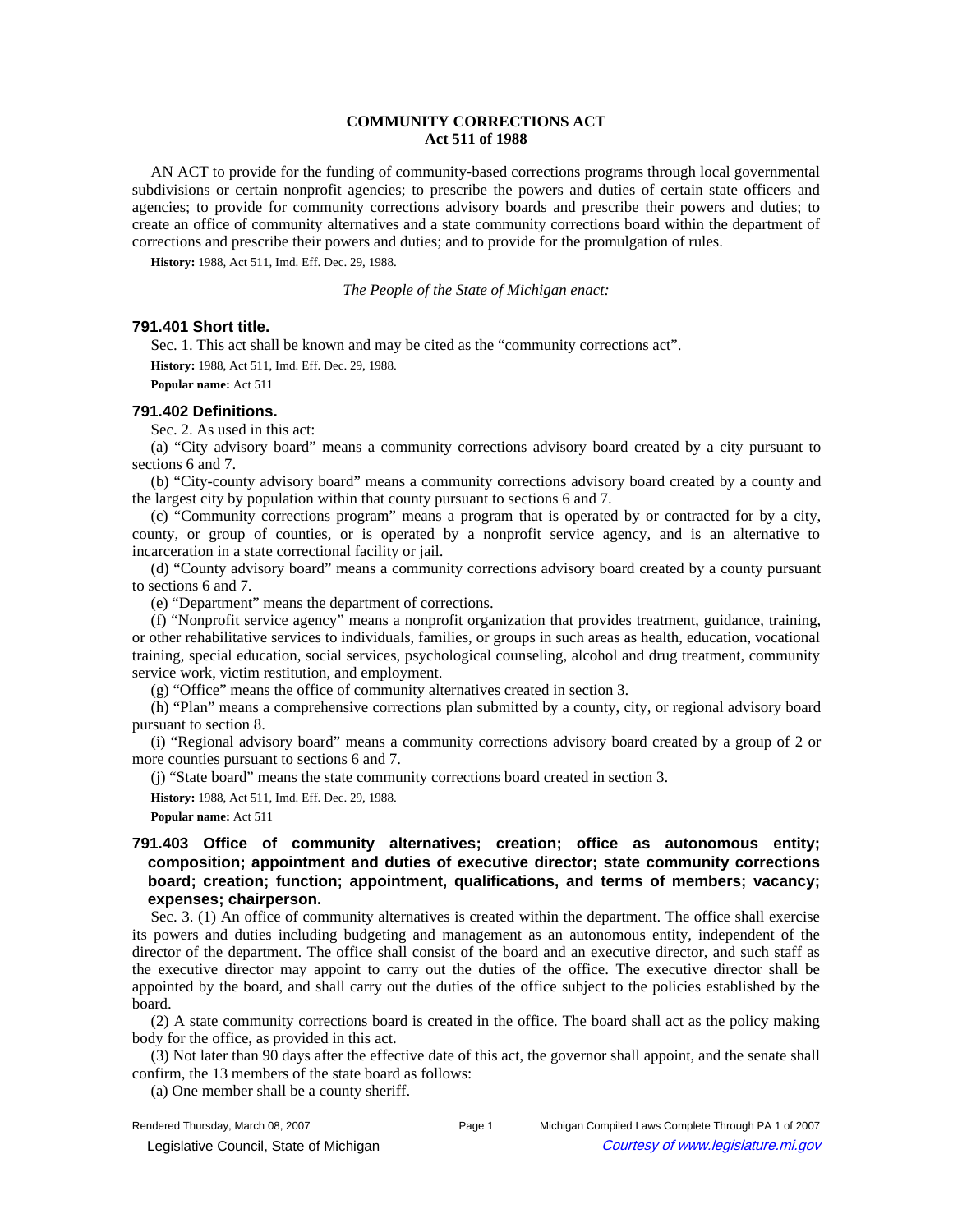# COMMUNITY CORRECTIONS ACT
## Act 511 of 1988

AN ACT to provide for the funding of community-based corrections programs through local governmental subdivisions or certain nonprofit agencies; to prescribe the powers and duties of certain state officers and agencies; to provide for community corrections advisory boards and prescribe their powers and duties; to create an office of community alternatives and a state community corrections board within the department of corrections and prescribe their powers and duties; and to provide for the promulgation of rules.

**History:** 1988, Act 511, Imd. Eff. Dec. 29, 1988.

*The People of the State of Michigan enact:*

### 791.401 Short title.

Sec. 1. This act shall be known and may be cited as the "community corrections act".

**History:** 1988, Act 511, Imd. Eff. Dec. 29, 1988.

**Popular name:** Act 511

### 791.402 Definitions.

Sec. 2. As used in this act:

(a) "City advisory board" means a community corrections advisory board created by a city pursuant to sections 6 and 7.

(b) "City-county advisory board" means a community corrections advisory board created by a county and the largest city by population within that county pursuant to sections 6 and 7.

(c) "Community corrections program" means a program that is operated by or contracted for by a city, county, or group of counties, or is operated by a nonprofit service agency, and is an alternative to incarceration in a state correctional facility or jail.

(d) "County advisory board" means a community corrections advisory board created by a county pursuant to sections 6 and 7.

(e) "Department" means the department of corrections.

(f) "Nonprofit service agency" means a nonprofit organization that provides treatment, guidance, training, or other rehabilitative services to individuals, families, or groups in such areas as health, education, vocational training, special education, social services, psychological counseling, alcohol and drug treatment, community service work, victim restitution, and employment.

(g) "Office" means the office of community alternatives created in section 3.

(h) "Plan" means a comprehensive corrections plan submitted by a county, city, or regional advisory board pursuant to section 8.

(i) "Regional advisory board" means a community corrections advisory board created by a group of 2 or more counties pursuant to sections 6 and 7.

(j) "State board" means the state community corrections board created in section 3.

**History:** 1988, Act 511, Imd. Eff. Dec. 29, 1988.

**Popular name:** Act 511

### 791.403 Office of community alternatives; creation; office as autonomous entity; composition; appointment and duties of executive director; state community corrections board; creation; function; appointment, qualifications, and terms of members; vacancy; expenses; chairperson.

Sec. 3. (1) An office of community alternatives is created within the department. The office shall exercise its powers and duties including budgeting and management as an autonomous entity, independent of the director of the department. The office shall consist of the board and an executive director, and such staff as the executive director may appoint to carry out the duties of the office. The executive director shall be appointed by the board, and shall carry out the duties of the office subject to the policies established by the board.

(2) A state community corrections board is created in the office. The board shall act as the policy making body for the office, as provided in this act.

(3) Not later than 90 days after the effective date of this act, the governor shall appoint, and the senate shall confirm, the 13 members of the state board as follows:

(a) One member shall be a county sheriff.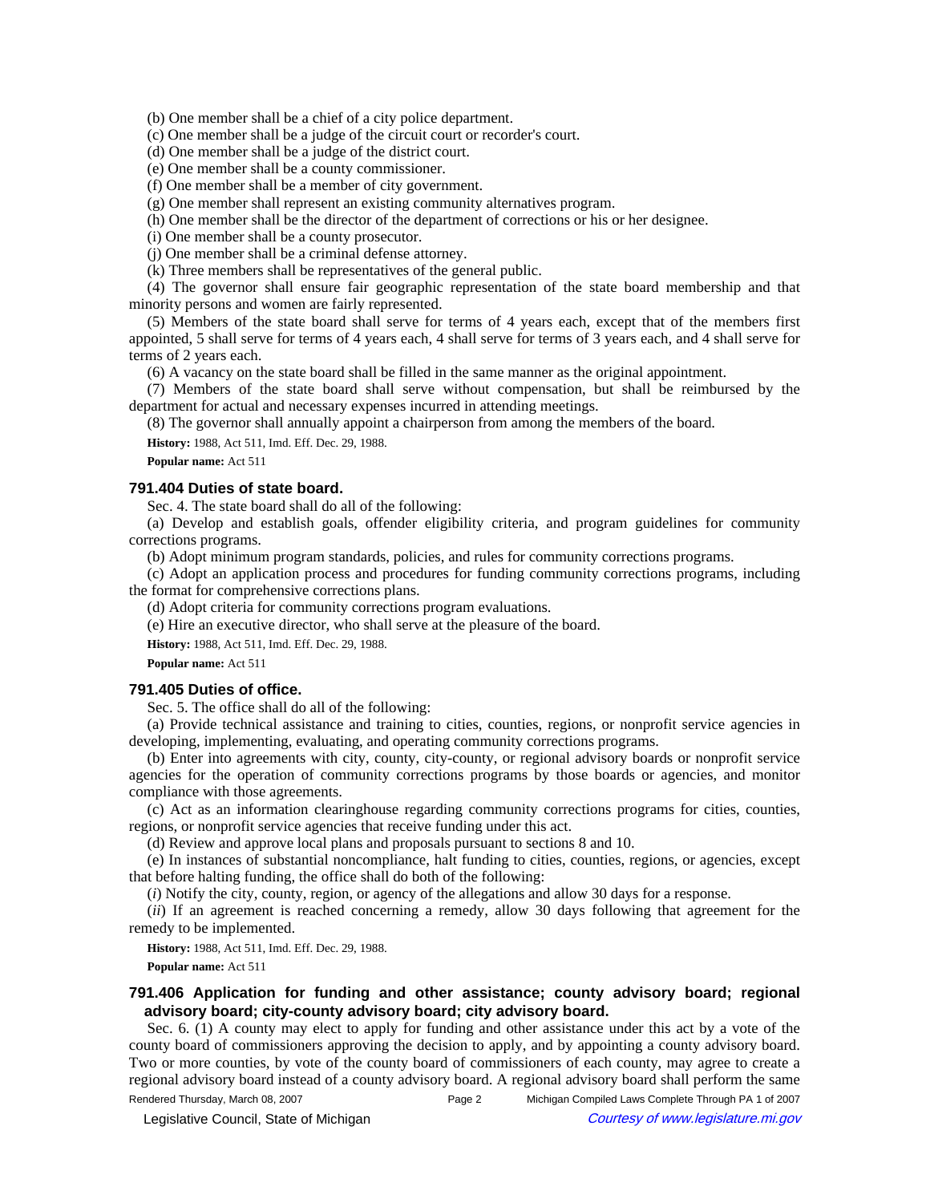(b) One member shall be a chief of a city police department.

(c) One member shall be a judge of the circuit court or recorder's court.

(d) One member shall be a judge of the district court.

(e) One member shall be a county commissioner.

(f) One member shall be a member of city government.

(g) One member shall represent an existing community alternatives program.

(h) One member shall be the director of the department of corrections or his or her designee.

(i) One member shall be a county prosecutor.

(j) One member shall be a criminal defense attorney.

(k) Three members shall be representatives of the general public.

(4) The governor shall ensure fair geographic representation of the state board membership and that minority persons and women are fairly represented.

(5) Members of the state board shall serve for terms of 4 years each, except that of the members first appointed, 5 shall serve for terms of 4 years each, 4 shall serve for terms of 3 years each, and 4 shall serve for terms of 2 years each.

(6) A vacancy on the state board shall be filled in the same manner as the original appointment.

(7) Members of the state board shall serve without compensation, but shall be reimbursed by the department for actual and necessary expenses incurred in attending meetings.

(8) The governor shall annually appoint a chairperson from among the members of the board.

**History:** 1988, Act 511, Imd. Eff. Dec. 29, 1988.

**Popular name:** Act 511

### 791.404 Duties of state board.

Sec. 4. The state board shall do all of the following:

(a) Develop and establish goals, offender eligibility criteria, and program guidelines for community corrections programs.

(b) Adopt minimum program standards, policies, and rules for community corrections programs.

(c) Adopt an application process and procedures for funding community corrections programs, including the format for comprehensive corrections plans.

(d) Adopt criteria for community corrections program evaluations.

(e) Hire an executive director, who shall serve at the pleasure of the board.

**History:** 1988, Act 511, Imd. Eff. Dec. 29, 1988.

**Popular name:** Act 511

### 791.405 Duties of office.

Sec. 5. The office shall do all of the following:

(a) Provide technical assistance and training to cities, counties, regions, or nonprofit service agencies in developing, implementing, evaluating, and operating community corrections programs.

(b) Enter into agreements with city, county, city-county, or regional advisory boards or nonprofit service agencies for the operation of community corrections programs by those boards or agencies, and monitor compliance with those agreements.

(c) Act as an information clearinghouse regarding community corrections programs for cities, counties, regions, or nonprofit service agencies that receive funding under this act.

(d) Review and approve local plans and proposals pursuant to sections 8 and 10.

(e) In instances of substantial noncompliance, halt funding to cities, counties, regions, or agencies, except that before halting funding, the office shall do both of the following:

(*i*) Notify the city, county, region, or agency of the allegations and allow 30 days for a response.

(*ii*) If an agreement is reached concerning a remedy, allow 30 days following that agreement for the remedy to be implemented.

**History:** 1988, Act 511, Imd. Eff. Dec. 29, 1988.

**Popular name:** Act 511

### 791.406 Application for funding and other assistance; county advisory board; regional advisory board; city-county advisory board; city advisory board.

Sec. 6. (1) A county may elect to apply for funding and other assistance under this act by a vote of the county board of commissioners approving the decision to apply, and by appointing a county advisory board. Two or more counties, by vote of the county board of commissioners of each county, may agree to create a regional advisory board instead of a county advisory board. A regional advisory board shall perform the same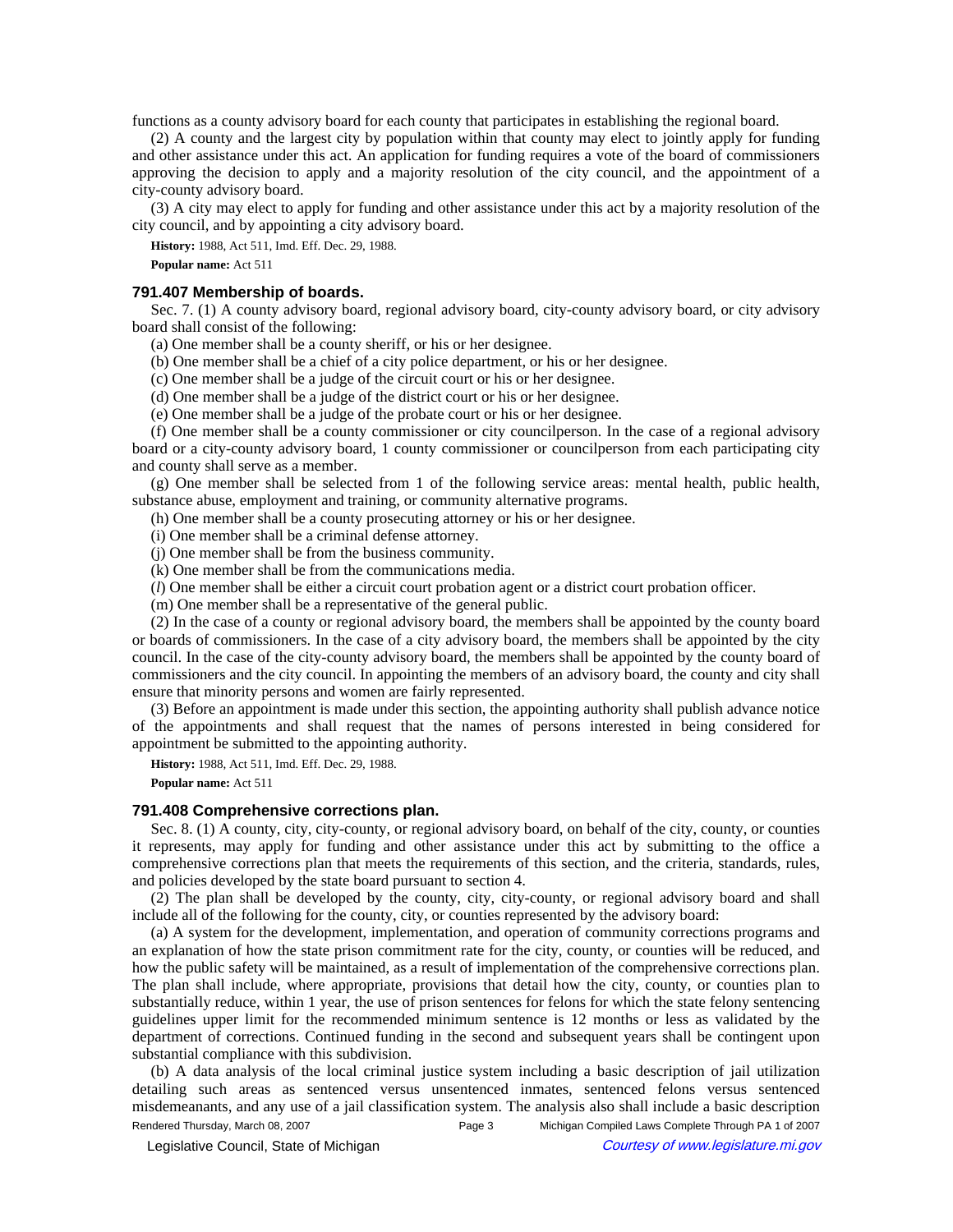functions as a county advisory board for each county that participates in establishing the regional board.

(2) A county and the largest city by population within that county may elect to jointly apply for funding and other assistance under this act. An application for funding requires a vote of the board of commissioners approving the decision to apply and a majority resolution of the city council, and the appointment of a city-county advisory board.

(3) A city may elect to apply for funding and other assistance under this act by a majority resolution of the city council, and by appointing a city advisory board.

**History:** 1988, Act 511, Imd. Eff. Dec. 29, 1988.

**Popular name:** Act 511

### 791.407 Membership of boards.

Sec. 7. (1) A county advisory board, regional advisory board, city-county advisory board, or city advisory board shall consist of the following:

(a) One member shall be a county sheriff, or his or her designee.

(b) One member shall be a chief of a city police department, or his or her designee.

(c) One member shall be a judge of the circuit court or his or her designee.

(d) One member shall be a judge of the district court or his or her designee.

(e) One member shall be a judge of the probate court or his or her designee.

(f) One member shall be a county commissioner or city councilperson. In the case of a regional advisory board or a city-county advisory board, 1 county commissioner or councilperson from each participating city and county shall serve as a member.

(g) One member shall be selected from 1 of the following service areas: mental health, public health, substance abuse, employment and training, or community alternative programs.

(h) One member shall be a county prosecuting attorney or his or her designee.

(i) One member shall be a criminal defense attorney.

(j) One member shall be from the business community.

(k) One member shall be from the communications media.

(*l*) One member shall be either a circuit court probation agent or a district court probation officer.

(m) One member shall be a representative of the general public.

(2) In the case of a county or regional advisory board, the members shall be appointed by the county board or boards of commissioners. In the case of a city advisory board, the members shall be appointed by the city council. In the case of the city-county advisory board, the members shall be appointed by the county board of commissioners and the city council. In appointing the members of an advisory board, the county and city shall ensure that minority persons and women are fairly represented.

(3) Before an appointment is made under this section, the appointing authority shall publish advance notice of the appointments and shall request that the names of persons interested in being considered for appointment be submitted to the appointing authority.

**History:** 1988, Act 511, Imd. Eff. Dec. 29, 1988.

**Popular name:** Act 511

### 791.408 Comprehensive corrections plan.

Sec. 8. (1) A county, city, city-county, or regional advisory board, on behalf of the city, county, or counties it represents, may apply for funding and other assistance under this act by submitting to the office a comprehensive corrections plan that meets the requirements of this section, and the criteria, standards, rules, and policies developed by the state board pursuant to section 4.

(2) The plan shall be developed by the county, city, city-county, or regional advisory board and shall include all of the following for the county, city, or counties represented by the advisory board:

(a) A system for the development, implementation, and operation of community corrections programs and an explanation of how the state prison commitment rate for the city, county, or counties will be reduced, and how the public safety will be maintained, as a result of implementation of the comprehensive corrections plan. The plan shall include, where appropriate, provisions that detail how the city, county, or counties plan to substantially reduce, within 1 year, the use of prison sentences for felons for which the state felony sentencing guidelines upper limit for the recommended minimum sentence is 12 months or less as validated by the department of corrections. Continued funding in the second and subsequent years shall be contingent upon substantial compliance with this subdivision.

(b) A data analysis of the local criminal justice system including a basic description of jail utilization detailing such areas as sentenced versus unsentenced inmates, sentenced felons versus sentenced misdemeanants, and any use of a jail classification system. The analysis also shall include a basic description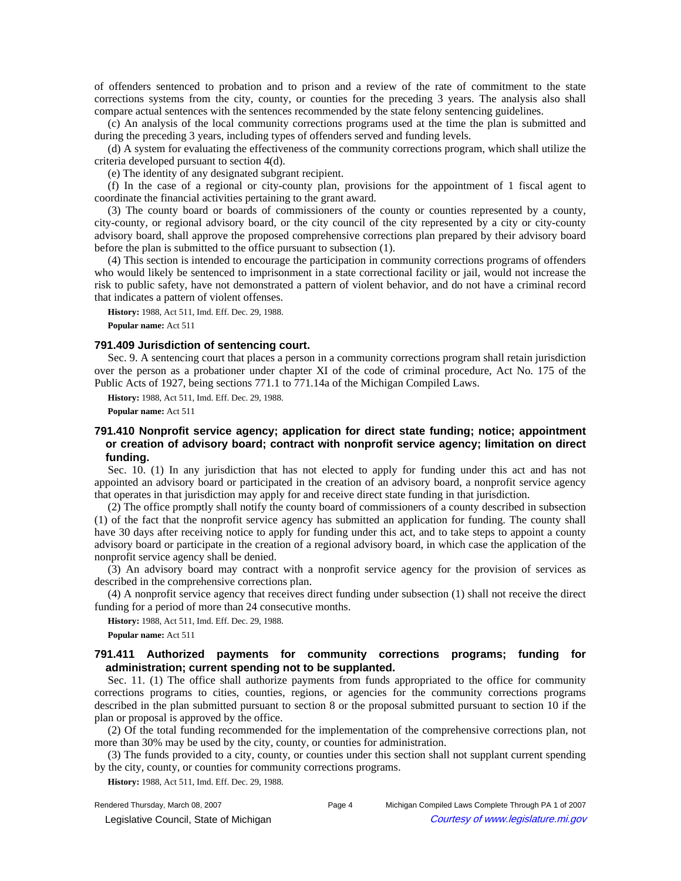of offenders sentenced to probation and to prison and a review of the rate of commitment to the state corrections systems from the city, county, or counties for the preceding 3 years. The analysis also shall compare actual sentences with the sentences recommended by the state felony sentencing guidelines.

(c) An analysis of the local community corrections programs used at the time the plan is submitted and during the preceding 3 years, including types of offenders served and funding levels.

(d) A system for evaluating the effectiveness of the community corrections program, which shall utilize the criteria developed pursuant to section 4(d).

(e) The identity of any designated subgrant recipient.

(f) In the case of a regional or city-county plan, provisions for the appointment of 1 fiscal agent to coordinate the financial activities pertaining to the grant award.

(3) The county board or boards of commissioners of the county or counties represented by a county, city-county, or regional advisory board, or the city council of the city represented by a city or city-county advisory board, shall approve the proposed comprehensive corrections plan prepared by their advisory board before the plan is submitted to the office pursuant to subsection (1).

(4) This section is intended to encourage the participation in community corrections programs of offenders who would likely be sentenced to imprisonment in a state correctional facility or jail, would not increase the risk to public safety, have not demonstrated a pattern of violent behavior, and do not have a criminal record that indicates a pattern of violent offenses.

**History:** 1988, Act 511, Imd. Eff. Dec. 29, 1988.

**Popular name:** Act 511

### 791.409 Jurisdiction of sentencing court.

Sec. 9. A sentencing court that places a person in a community corrections program shall retain jurisdiction over the person as a probationer under chapter XI of the code of criminal procedure, Act No. 175 of the Public Acts of 1927, being sections 771.1 to 771.14a of the Michigan Compiled Laws.

**History:** 1988, Act 511, Imd. Eff. Dec. 29, 1988.

**Popular name:** Act 511

### 791.410 Nonprofit service agency; application for direct state funding; notice; appointment or creation of advisory board; contract with nonprofit service agency; limitation on direct funding.

Sec. 10. (1) In any jurisdiction that has not elected to apply for funding under this act and has not appointed an advisory board or participated in the creation of an advisory board, a nonprofit service agency that operates in that jurisdiction may apply for and receive direct state funding in that jurisdiction.

(2) The office promptly shall notify the county board of commissioners of a county described in subsection (1) of the fact that the nonprofit service agency has submitted an application for funding. The county shall have 30 days after receiving notice to apply for funding under this act, and to take steps to appoint a county advisory board or participate in the creation of a regional advisory board, in which case the application of the nonprofit service agency shall be denied.

(3) An advisory board may contract with a nonprofit service agency for the provision of services as described in the comprehensive corrections plan.

(4) A nonprofit service agency that receives direct funding under subsection (1) shall not receive the direct funding for a period of more than 24 consecutive months.

**History:** 1988, Act 511, Imd. Eff. Dec. 29, 1988.

**Popular name:** Act 511

### 791.411 Authorized payments for community corrections programs; funding for administration; current spending not to be supplanted.

Sec. 11. (1) The office shall authorize payments from funds appropriated to the office for community corrections programs to cities, counties, regions, or agencies for the community corrections programs described in the plan submitted pursuant to section 8 or the proposal submitted pursuant to section 10 if the plan or proposal is approved by the office.

(2) Of the total funding recommended for the implementation of the comprehensive corrections plan, not more than 30% may be used by the city, county, or counties for administration.

(3) The funds provided to a city, county, or counties under this section shall not supplant current spending by the city, county, or counties for community corrections programs.

**History:** 1988, Act 511, Imd. Eff. Dec. 29, 1988.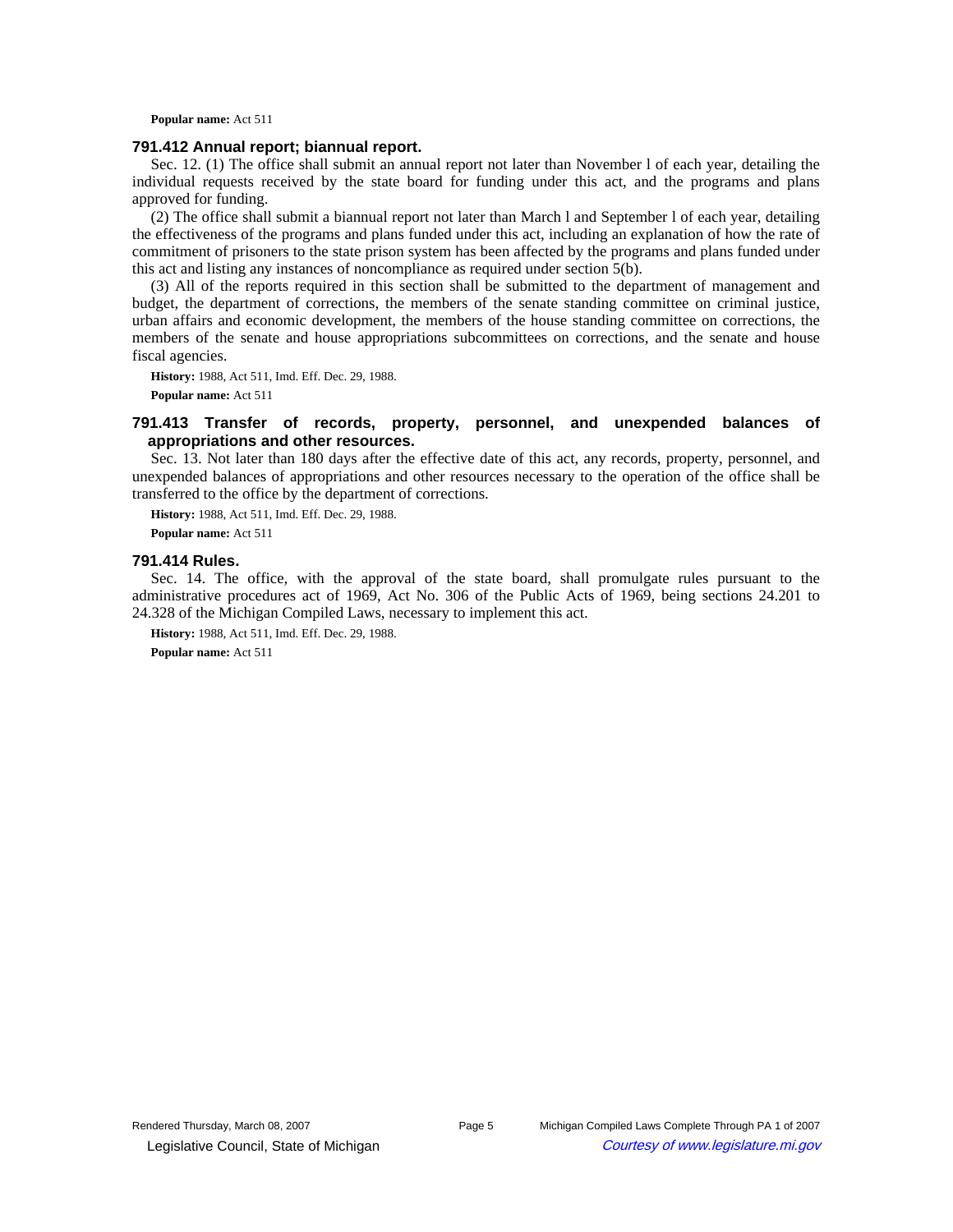**Popular name:** Act 511

### 791.412 Annual report; biannual report.

Sec. 12. (1) The office shall submit an annual report not later than November l of each year, detailing the individual requests received by the state board for funding under this act, and the programs and plans approved for funding.

(2) The office shall submit a biannual report not later than March l and September l of each year, detailing the effectiveness of the programs and plans funded under this act, including an explanation of how the rate of commitment of prisoners to the state prison system has been affected by the programs and plans funded under this act and listing any instances of noncompliance as required under section 5(b).

(3) All of the reports required in this section shall be submitted to the department of management and budget, the department of corrections, the members of the senate standing committee on criminal justice, urban affairs and economic development, the members of the house standing committee on corrections, the members of the senate and house appropriations subcommittees on corrections, and the senate and house fiscal agencies.

**History:** 1988, Act 511, Imd. Eff. Dec. 29, 1988.

**Popular name:** Act 511

### 791.413 Transfer of records, property, personnel, and unexpended balances of appropriations and other resources.

Sec. 13. Not later than 180 days after the effective date of this act, any records, property, personnel, and unexpended balances of appropriations and other resources necessary to the operation of the office shall be transferred to the office by the department of corrections.

**History:** 1988, Act 511, Imd. Eff. Dec. 29, 1988.

**Popular name:** Act 511

### 791.414 Rules.

Sec. 14. The office, with the approval of the state board, shall promulgate rules pursuant to the administrative procedures act of 1969, Act No. 306 of the Public Acts of 1969, being sections 24.201 to 24.328 of the Michigan Compiled Laws, necessary to implement this act.

**History:** 1988, Act 511, Imd. Eff. Dec. 29, 1988.

**Popular name:** Act 511